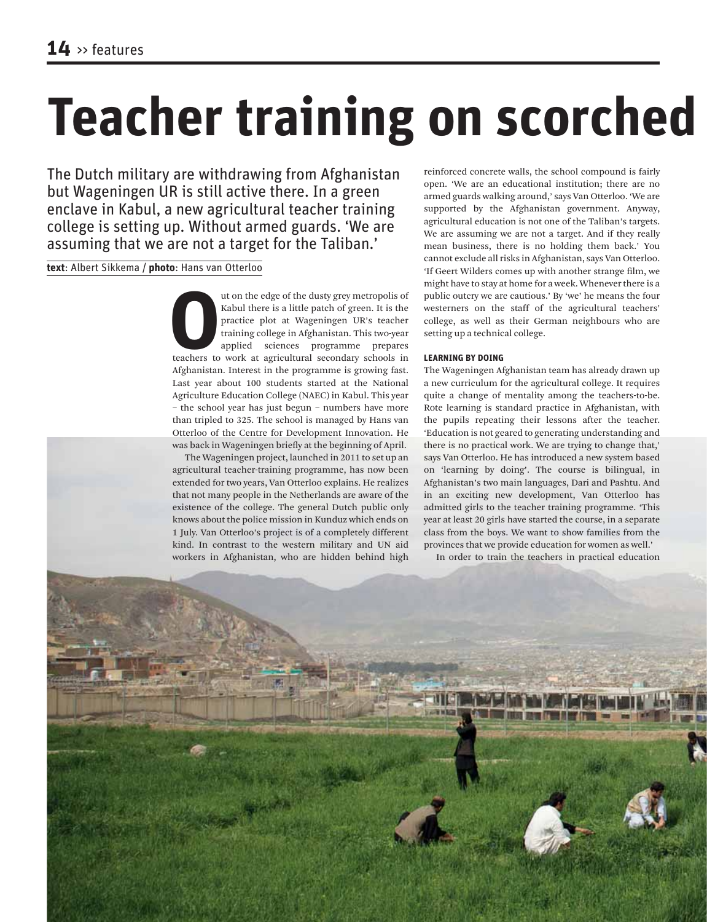# Teacher training on scorched

The Dutch military are withdrawing from Afghanistan but Wageningen UR is still active there. In a green enclave in Kabul, a new agricultural teacher training college is setting up. Without armed guards. 'We are assuming that we are not a target for the Taliban.'

**text**: Albert Sikkema / **photo**: Hans van Otterloo

Out on the edge of the dusty grey metropolis of Kabul there is a little patch of green. It is the practice plot at Wageningen UR's teacher training college in Afghanistan. This two-year applied sciences programme prepares teachers to work at agricultural secondary schools in Afghanistan. Interest in the programme is growing fast. Last year about 100 students started at the National Agriculture Education College (NAEC) in Kabul. This year – the school year has just begun – numbers have more than tripled to 325. The school is managed by Hans van Otterloo of the Centre for Development Innovation. He was back in Wageningen briefly at the beginning of April.

The Wageningen project, launched in 2011 to set up an agricultural teacher-training programme, has now been extended for two years, Van Otterloo explains. He realizes that not many people in the Netherlands are aware of the existence of the college. The general Dutch public only knows about the police mission in Kunduz which ends on 1 July. Van Otterloo's project is of a completely different kind. In contrast to the western military and UN aid workers in Afghanistan, who are hidden behind high reinforced concrete walls, the school compound is fairly open. 'We are an educational institution; there are no armed guards walking around,' says Van Otterloo. 'We are supported by the Afghanistan government. Anyway, agricultural education is not one of the Taliban's targets. We are assuming we are not a target. And if they really mean business, there is no holding them back.' You cannot exclude all risks in Afghanistan, says Van Otterloo. 'If Geert Wilders comes up with another strange film, we might have to stay at home for a week. Whenever there is a public outcry we are cautious.' By 'we' he means the four westerners on the staff of the agricultural teachers' college, as well as their German neighbours who are setting up a technical college.

### LEARNING BY DOING

The Wageningen Afghanistan team has already drawn up a new curriculum for the agricultural college. It requires quite a change of mentality among the teachers-to-be. Rote learning is standard practice in Afghanistan, with the pupils repeating their lessons after the teacher. 'Education is not geared to generating understanding and there is no practical work. We are trying to change that,' says Van Otterloo. He has introduced a new system based on 'learning by doing'. The course is bilingual, in Afghanistan's two main languages, Dari and Pashtu. And in an exciting new development, Van Otterloo has admitted girls to the teacher training programme. 'This year at least 20 girls have started the course, in a separate class from the boys. We want to show families from the provinces that we provide education for women as well.'

In order to train the teachers in practical education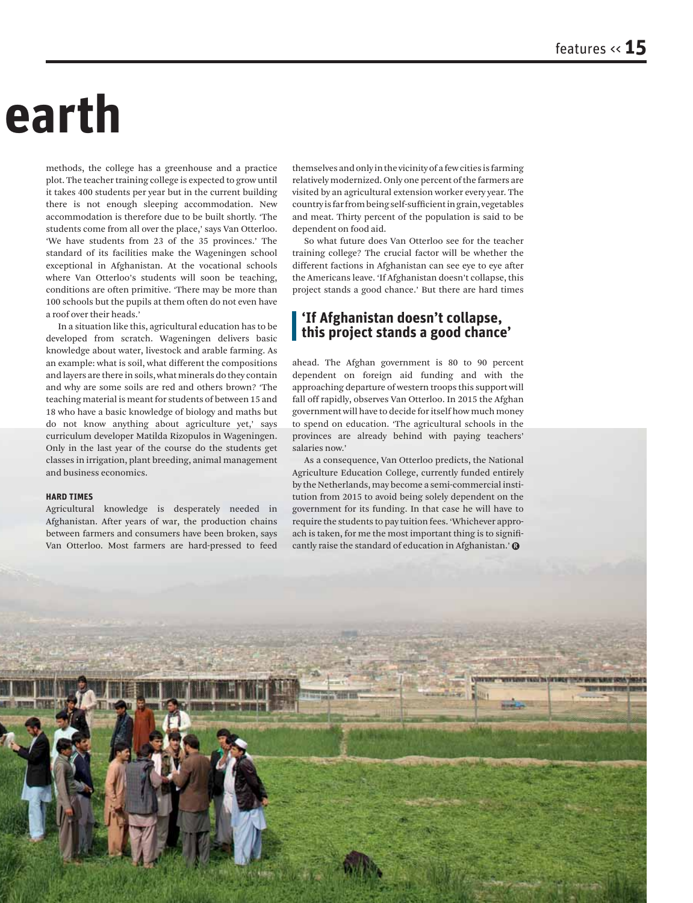# earth

methods, the college has a greenhouse and a practice plot. The teacher training college is expected to grow until it takes 400 students per year but in the current building there is not enough sleeping accommodation. New accommodation is therefore due to be built shortly. 'The students come from all over the place,' says Van Otterloo. 'We have students from 23 of the 35 provinces.' The standard of its facilities make the Wageningen school exceptional in Afghanistan. At the vocational schools where Van Otterloo's students will soon be teaching, conditions are often primitive. 'There may be more than 100 schools but the pupils at them often do not even have a roof over their heads.'

In a situation like this, agricultural education has to be developed from scratch. Wageningen delivers basic knowledge about water, livestock and arable farming. As an example: what is soil, what different the compositions and layers are there in soils, what minerals do they contain and why are some soils are red and others brown? 'The teaching material is meant for students of between 15 and 18 who have a basic knowledge of biology and maths but do not know anything about agriculture yet,' says curriculum developer Matilda Rizopulos in Wageningen. Only in the last year of the course do the students get classes in irrigation, plant breeding, animal management and business economics.

#### HARD TIMES

Agricultural knowledge is desperately needed in Afghanistan. After years of war, the production chains between farmers and consumers have been broken, says Van Otterloo. Most farmers are hard-pressed to feed themselves and only in the vicinity of a few cities is farming relatively modernized. Only one percent of the farmers are visited by an agricultural extension worker every year. The country is far from being self-sufficient in grain, vegetables and meat. Thirty percent of the population is said to be dependent on food aid.

So what future does Van Otterloo see for the teacher training college? The crucial factor will be whether the different factions in Afghanistan can see eye to eye after the Americans leave. 'If Afghanistan doesn't collapse, this project stands a good chance.' But there are hard times ahead. The Afghan government is 80 to 90 percent dependent on foreign aid funding and with the approaching departure of western troops this support will fall off rapidly, observes Van Otterloo. In 2015 the Afghan government will have to decide for itself how much money to spend on education. 'The agricultural schools in the provinces are already behind with paying teachers' salaries now.'

> **'If Afghanistan doesn't collapse, this project stands a good chance'**

As a consequence, Van Otterloo predicts, the National Agriculture Education College, currently funded entirely by the Netherlands, may become a semi-commercial institution from 2015 to avoid being solely dependent on the government for its funding. In that case he will have to require the students to pay tuition fees. 'Whichever approach is taken, for me the most important thing is to significantly raise the standard of education in Afghanistan.'